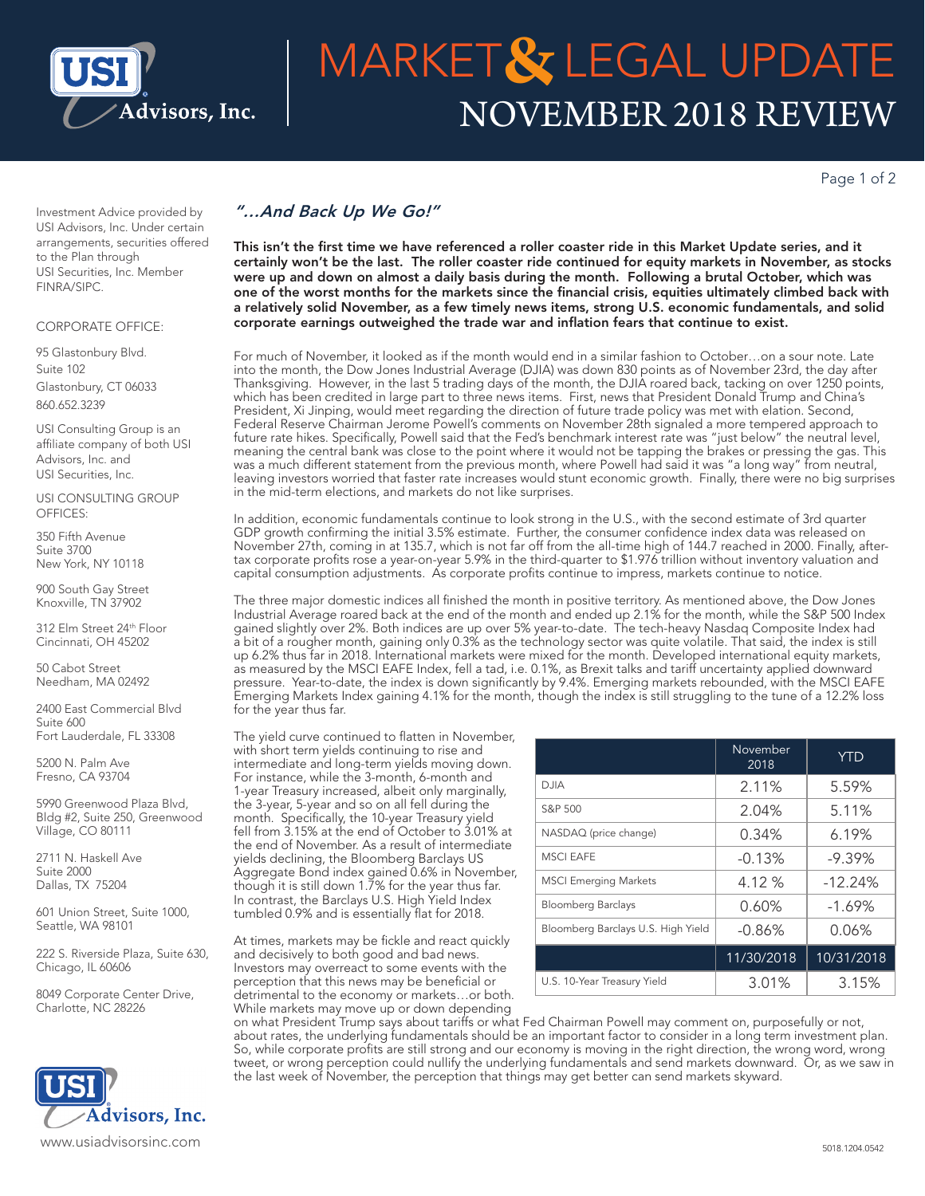# MARKET & LEGAL UPDATE
## NOVEMBER 2018 REVIEW

Investment Advice provided by USI Advisors, Inc. Under certain arrangements, securities offered to the Plan through USI Securities, Inc. Member FINRA/SIPC.

CORPORATE OFFICE:

95 Glastonbury Blvd.
Suite 102
Glastonbury, CT 06033
860.652.3239

USI Consulting Group is an affiliate company of both USI Advisors, Inc. and USI Securities, Inc.

USI CONSULTING GROUP OFFICES:

350 Fifth Avenue
Suite 3700
New York, NY 10118

900 South Gay Street
Knoxville, TN 37902

312 Elm Street 24th Floor
Cincinnati, OH 45202

50 Cabot Street
Needham, MA 02492

2400 East Commercial Blvd
Suite 600
Fort Lauderdale, FL 33308

5200 N. Palm Ave
Fresno, CA 93704

5990 Greenwood Plaza Blvd, Bldg #2, Suite 250, Greenwood Village, CO 80111

2711 N. Haskell Ave
Suite 2000
Dallas, TX 75204

601 Union Street, Suite 1000, Seattle, WA 98101

222 S. Riverside Plaza, Suite 630, Chicago, IL 60606

8049 Corporate Center Drive, Charlotte, NC 28226

www.usiadvisorsinc.com

### *"...And Back Up We Go!"*

**This isn't the first time we have referenced a roller coaster ride in this Market Update series, and it certainly won't be the last. The roller coaster ride continued for equity markets in November, as stocks were up and down on almost a daily basis during the month. Following a brutal October, which was one of the worst months for the markets since the financial crisis, equities ultimately climbed back with a relatively solid November, as a few timely news items, strong U.S. economic fundamentals, and solid corporate earnings outweighed the trade war and inflation fears that continue to exist.**

For much of November, it looked as if the month would end in a similar fashion to October…on a sour note. Late into the month, the Dow Jones Industrial Average (DJIA) was down 830 points as of November 23rd, the day after Thanksgiving. However, in the last 5 trading days of the month, the DJIA roared back, tacking on over 1250 points, which has been credited in large part to three news items. First, news that President Donald Trump and China's President, Xi Jinping, would meet regarding the direction of future trade policy was met with elation. Second, Federal Reserve Chairman Jerome Powell's comments on November 28th signaled a more tempered approach to future rate hikes. Specifically, Powell said that the Fed's benchmark interest rate was "just below" the neutral level, meaning the central bank was close to the point where it would not be tapping the brakes or pressing the gas. This was a much different statement from the previous month, where Powell had said it was "a long way" from neutral, leaving investors worried that faster rate increases would stunt economic growth. Finally, there were no big surprises in the mid-term elections, and markets do not like surprises.

In addition, economic fundamentals continue to look strong in the U.S., with the second estimate of 3rd quarter GDP growth confirming the initial 3.5% estimate. Further, the consumer confidence index data was released on November 27th, coming in at 135.7, which is not far off from the all-time high of 144.7 reached in 2000. Finally, after-tax corporate profits rose a year-on-year 5.9% in the third-quarter to $1.976 trillion without inventory valuation and capital consumption adjustments. As corporate profits continue to impress, markets continue to notice.

The three major domestic indices all finished the month in positive territory. As mentioned above, the Dow Jones Industrial Average roared back at the end of the month and ended up 2.1% for the month, while the S&P 500 Index gained slightly over 2%. Both indices are up over 5% year-to-date. The tech-heavy Nasdaq Composite Index had a bit of a rougher month, gaining only 0.3% as the technology sector was quite volatile. That said, the index is still up 6.2% thus far in 2018. International markets were mixed for the month. Developed international equity markets, as measured by the MSCI EAFE Index, fell a tad, i.e. 0.1%, as Brexit talks and tariff uncertainty applied downward pressure. Year-to-date, the index is down significantly by 9.4%. Emerging markets rebounded, with the MSCI EAFE Emerging Markets Index gaining 4.1% for the month, though the index is still struggling to the tune of a 12.2% loss for the year thus far.

The yield curve continued to flatten in November, with short term yields continuing to rise and intermediate and long-term yields moving down. For instance, while the 3-month, 6-month and 1-year Treasury increased, albeit only marginally, the 3-year, 5-year and so on all fell during the month. Specifically, the 10-year Treasury yield fell from 3.15% at the end of October to 3.01% at the end of November. As a result of intermediate yields declining, the Bloomberg Barclays US Aggregate Bond index gained 0.6% in November, though it is still down 1.7% for the year thus far. In contrast, the Barclays U.S. High Yield Index tumbled 0.9% and is essentially flat for 2018.

| | November 2018 | YTD |
|---|---|---|
| DJIA | 2.11% | 5.59% |
| S&P 500 | 2.04% | 5.11% |
| NASDAQ (price change) | 0.34% | 6.19% |
| MSCI EAFE | -0.13% | -9.39% |
| MSCI Emerging Markets | 4.12 % | -12.24% |
| Bloomberg Barclays | 0.60% | -1.69% |
| Bloomberg Barclays U.S. High Yield | -0.86% | 0.06% |
| | 11/30/2018 | 10/31/2018 |
| U.S. 10-Year Treasury Yield | 3.01% | 3.15% |

At times, markets may be fickle and react quickly and decisively to both good and bad news. Investors may overreact to some events with the perception that this news may be beneficial or detrimental to the economy or markets…or both. While markets may move up or down depending on what President Trump says about tariffs or what Fed Chairman Powell may comment on, purposefully or not, about rates, the underlying fundamentals should be an important factor to consider in a long term investment plan. So, while corporate profits are still strong and our economy is moving in the right direction, the wrong word, wrong tweet, or wrong perception could nullify the underlying fundamentals and send markets downward. Or, as we saw in the last week of November, the perception that things may get better can send markets skyward.

5018.1204.0542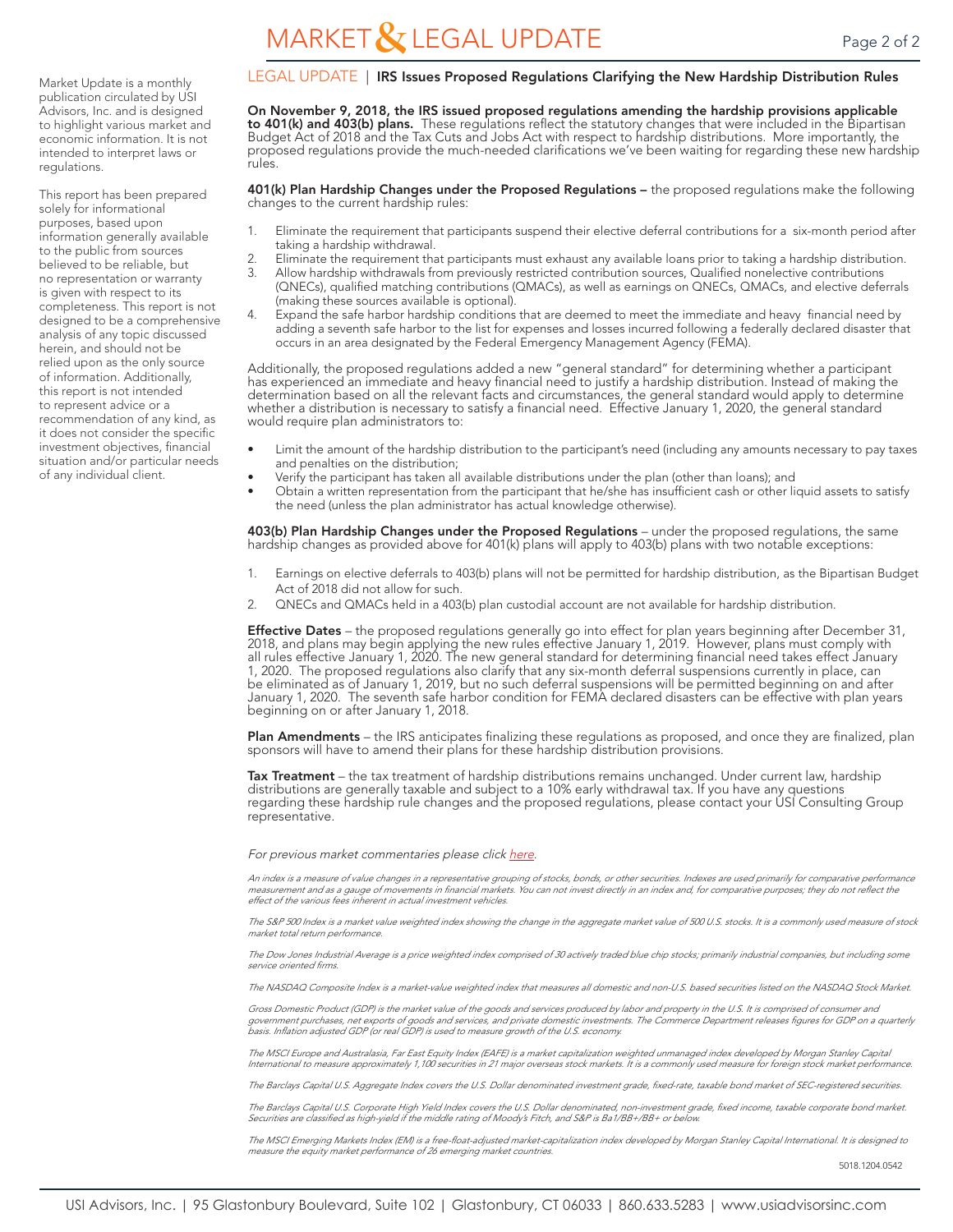Market Update is a monthly publication circulated by USI Advisors, Inc. and is designed to highlight various market and economic information. It is not intended to interpret laws or regulations.

This report has been prepared solely for informational purposes, based upon information generally available to the public from sources believed to be reliable, but no representation or warranty is given with respect to its completeness. This report is not designed to be a comprehensive analysis of any topic discussed herein, and should not be relied upon as the only source of information. Additionally, this report is not intended to represent advice or a recommendation of any kind, as it does not consider the specific investment objectives, financial situation and/or particular needs of any individual client.

## LEGAL UPDATE | IRS Issues Proposed Regulations Clarifying the New Hardship Distribution Rules

**On November 9, 2018, the IRS issued proposed regulations amending the hardship provisions applicable to 401(k) and 403(b) plans.** These regulations reflect the statutory changes that were included in the Bipartisan Budget Act of 2018 and the Tax Cuts and Jobs Act with respect to hardship distributions. More importantly, the proposed regulations provide the much-needed clarifications we've been waiting for regarding these new hardship rules.

**401(k) Plan Hardship Changes under the Proposed Regulations –** the proposed regulations make the following changes to the current hardship rules:

1. Eliminate the requirement that participants suspend their elective deferral contributions for a six-month period after taking a hardship withdrawal.
2. Eliminate the requirement that participants must exhaust any available loans prior to taking a hardship distribution.
3. Allow hardship withdrawals from previously restricted contribution sources, Qualified nonelective contributions (QNECs), qualified matching contributions (QMACs), as well as earnings on QNECs, QMACs, and elective deferrals (making these sources available is optional).
4. Expand the safe harbor hardship conditions that are deemed to meet the immediate and heavy financial need by adding a seventh safe harbor to the list for expenses and losses incurred following a federally declared disaster that occurs in an area designated by the Federal Emergency Management Agency (FEMA).

Additionally, the proposed regulations added a new "general standard" for determining whether a participant has experienced an immediate and heavy financial need to justify a hardship distribution. Instead of making the determination based on all the relevant facts and circumstances, the general standard would apply to determine whether a distribution is necessary to satisfy a financial need. Effective January 1, 2020, the general standard would require plan administrators to:

- Limit the amount of the hardship distribution to the participant's need (including any amounts necessary to pay taxes and penalties on the distribution;
- Verify the participant has taken all available distributions under the plan (other than loans); and
- Obtain a written representation from the participant that he/she has insufficient cash or other liquid assets to satisfy the need (unless the plan administrator has actual knowledge otherwise).

**403(b) Plan Hardship Changes under the Proposed Regulations** – under the proposed regulations, the same hardship changes as provided above for 401(k) plans will apply to 403(b) plans with two notable exceptions:

1. Earnings on elective deferrals to 403(b) plans will not be permitted for hardship distribution, as the Bipartisan Budget Act of 2018 did not allow for such.
2. QNECs and QMACs held in a 403(b) plan custodial account are not available for hardship distribution.

**Effective Dates** – the proposed regulations generally go into effect for plan years beginning after December 31, 2018, and plans may begin applying the new rules effective January 1, 2019. However, plans must comply with all rules effective January 1, 2020. The new general standard for determining financial need takes effect January 1, 2020. The proposed regulations also clarify that any six-month deferral suspensions currently in place, can be eliminated as of January 1, 2019, but no such deferral suspensions will be permitted beginning on and after January 1, 2020. The seventh safe harbor condition for FEMA declared disasters can be effective with plan years beginning on or after January 1, 2018.

**Plan Amendments** – the IRS anticipates finalizing these regulations as proposed, and once they are finalized, plan sponsors will have to amend their plans for these hardship distribution provisions.

**Tax Treatment** – the tax treatment of hardship distributions remains unchanged. Under current law, hardship distributions are generally taxable and subject to a 10% early withdrawal tax. If you have any questions regarding these hardship rule changes and the proposed regulations, please contact your USI Consulting Group representative.

*For previous market commentaries please click here.*

*An index is a measure of value changes in a representative grouping of stocks, bonds, or other securities. Indexes are used primarily for comparative performance measurement and as a gauge of movements in financial markets. You can not invest directly in an index and, for comparative purposes; they do not reflect the effect of the various fees inherent in actual investment vehicles.*

*The S&P 500 Index is a market value weighted index showing the change in the aggregate market value of 500 U.S. stocks. It is a commonly used measure of stock market total return performance.*

*The Dow Jones Industrial Average is a price weighted index comprised of 30 actively traded blue chip stocks; primarily industrial companies, but including some service oriented firms.*

*The NASDAQ Composite Index is a market-value weighted index that measures all domestic and non-U.S. based securities listed on the NASDAQ Stock Market.*

*Gross Domestic Product (GDP) is the market value of the goods and services produced by labor and property in the U.S. It is comprised of consumer and government purchases, net exports of goods and services, and private domestic investments. The Commerce Department releases figures for GDP on a quarterly basis. Inflation adjusted GDP (or real GDP) is used to measure growth of the U.S. economy.*

*The MSCI Europe and Australasia, Far East Equity Index (EAFE) is a market capitalization weighted unmanaged index developed by Morgan Stanley Capital International to measure approximately 1,100 securities in 21 major overseas stock markets. It is a commonly used measure for foreign stock market performance.*

*The Barclays Capital U.S. Aggregate Index covers the U.S. Dollar denominated investment grade, fixed-rate, taxable bond market of SEC-registered securities.*

*The Barclays Capital U.S. Corporate High Yield Index covers the U.S. Dollar denominated, non-investment grade, fixed income, taxable corporate bond market. Securities are classified as high-yield if the middle rating of Moody's Fitch, and S&P is Ba1/BB+/BB+ or below.*

*The MSCI Emerging Markets Index (EM) is a free-float-adjusted market-capitalization index developed by Morgan Stanley Capital International. It is designed to measure the equity market performance of 26 emerging market countries.*

5018.1204.0542

USI Advisors, Inc. | 95 Glastonbury Boulevard, Suite 102 | Glastonbury, CT 06033 | 860.633.5283 | www.usiadvisorsinc.com